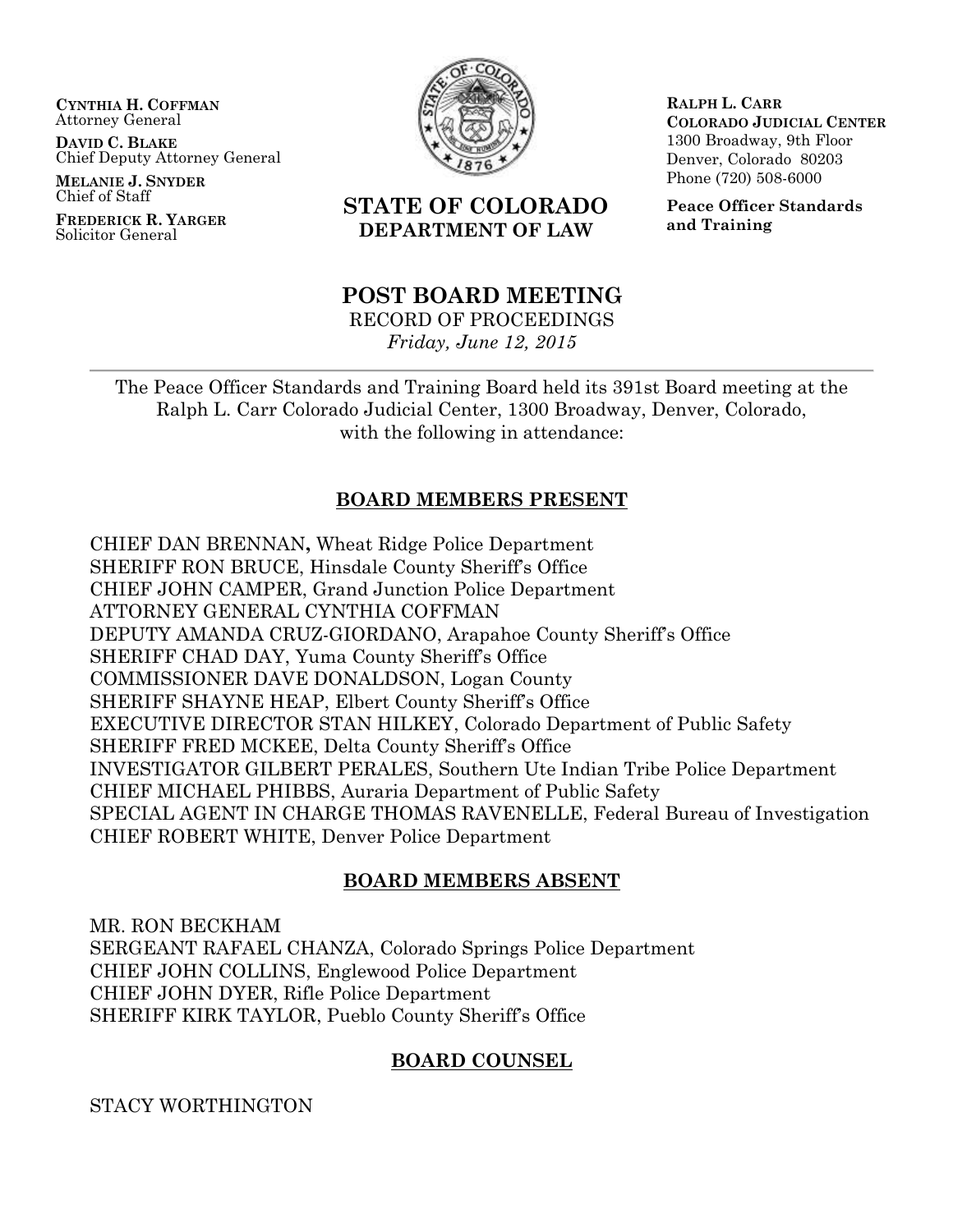**CYNTHIA H. COFFMAN**
Attorney General

**DAVID C. BLAKE**
Chief Deputy Attorney General

**MELANIE J. SNYDER**
Chief of Staff

**FREDERICK R. YARGER**
Solicitor General

**STATE OF COLORADO**
**DEPARTMENT OF LAW**

**RALPH L. CARR**
**COLORADO JUDICIAL CENTER**
1300 Broadway, 9th Floor
Denver, Colorado 80203
Phone (720) 508-6000

**Peace Officer Standards and Training**

# POST BOARD MEETING

RECORD OF PROCEEDINGS

*Friday, June 12, 2015*

---

The Peace Officer Standards and Training Board held its 391st Board meeting at the Ralph L. Carr Colorado Judicial Center, 1300 Broadway, Denver, Colorado, with the following in attendance:

## BOARD MEMBERS PRESENT

CHIEF DAN BRENNAN**,** Wheat Ridge Police Department
SHERIFF RON BRUCE, Hinsdale County Sheriff's Office
CHIEF JOHN CAMPER, Grand Junction Police Department
ATTORNEY GENERAL CYNTHIA COFFMAN
DEPUTY AMANDA CRUZ-GIORDANO, Arapahoe County Sheriff's Office
SHERIFF CHAD DAY, Yuma County Sheriff's Office
COMMISSIONER DAVE DONALDSON, Logan County
SHERIFF SHAYNE HEAP, Elbert County Sheriff's Office
EXECUTIVE DIRECTOR STAN HILKEY, Colorado Department of Public Safety
SHERIFF FRED MCKEE, Delta County Sheriff's Office
INVESTIGATOR GILBERT PERALES, Southern Ute Indian Tribe Police Department
CHIEF MICHAEL PHIBBS, Auraria Department of Public Safety
SPECIAL AGENT IN CHARGE THOMAS RAVENELLE, Federal Bureau of Investigation
CHIEF ROBERT WHITE, Denver Police Department

## BOARD MEMBERS ABSENT

MR. RON BECKHAM
SERGEANT RAFAEL CHANZA, Colorado Springs Police Department
CHIEF JOHN COLLINS, Englewood Police Department
CHIEF JOHN DYER, Rifle Police Department
SHERIFF KIRK TAYLOR, Pueblo County Sheriff's Office

## BOARD COUNSEL

STACY WORTHINGTON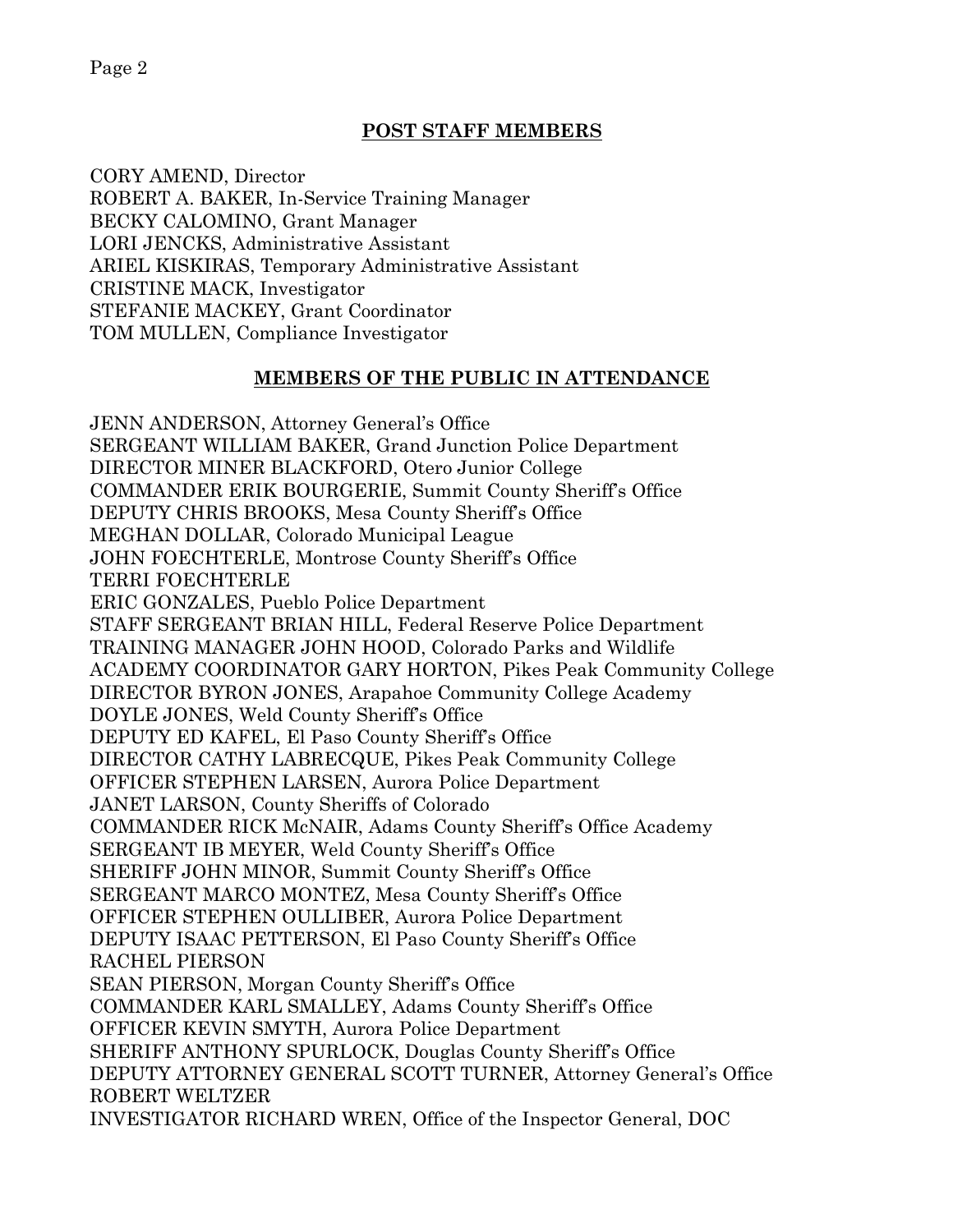## POST STAFF MEMBERS

CORY AMEND, Director
ROBERT A. BAKER, In-Service Training Manager
BECKY CALOMINO, Grant Manager
LORI JENCKS, Administrative Assistant
ARIEL KISKIRAS, Temporary Administrative Assistant
CRISTINE MACK, Investigator
STEFANIE MACKEY, Grant Coordinator
TOM MULLEN, Compliance Investigator

## MEMBERS OF THE PUBLIC IN ATTENDANCE

JENN ANDERSON, Attorney General's Office
SERGEANT WILLIAM BAKER, Grand Junction Police Department
DIRECTOR MINER BLACKFORD, Otero Junior College
COMMANDER ERIK BOURGERIE, Summit County Sheriff's Office
DEPUTY CHRIS BROOKS, Mesa County Sheriff's Office
MEGHAN DOLLAR, Colorado Municipal League
JOHN FOECHTERLE, Montrose County Sheriff's Office
TERRI FOECHTERLE
ERIC GONZALES, Pueblo Police Department
STAFF SERGEANT BRIAN HILL, Federal Reserve Police Department
TRAINING MANAGER JOHN HOOD, Colorado Parks and Wildlife
ACADEMY COORDINATOR GARY HORTON, Pikes Peak Community College
DIRECTOR BYRON JONES, Arapahoe Community College Academy
DOYLE JONES, Weld County Sheriff's Office
DEPUTY ED KAFEL, El Paso County Sheriff's Office
DIRECTOR CATHY LABRECQUE, Pikes Peak Community College
OFFICER STEPHEN LARSEN, Aurora Police Department
JANET LARSON, County Sheriffs of Colorado
COMMANDER RICK McNAIR, Adams County Sheriff's Office Academy
SERGEANT IB MEYER, Weld County Sheriff's Office
SHERIFF JOHN MINOR, Summit County Sheriff's Office
SERGEANT MARCO MONTEZ, Mesa County Sheriff's Office
OFFICER STEPHEN OULLIBER, Aurora Police Department
DEPUTY ISAAC PETTERSON, El Paso County Sheriff's Office
RACHEL PIERSON
SEAN PIERSON, Morgan County Sheriff's Office
COMMANDER KARL SMALLEY, Adams County Sheriff's Office
OFFICER KEVIN SMYTH, Aurora Police Department
SHERIFF ANTHONY SPURLOCK, Douglas County Sheriff's Office
DEPUTY ATTORNEY GENERAL SCOTT TURNER, Attorney General's Office
ROBERT WELTZER
INVESTIGATOR RICHARD WREN, Office of the Inspector General, DOC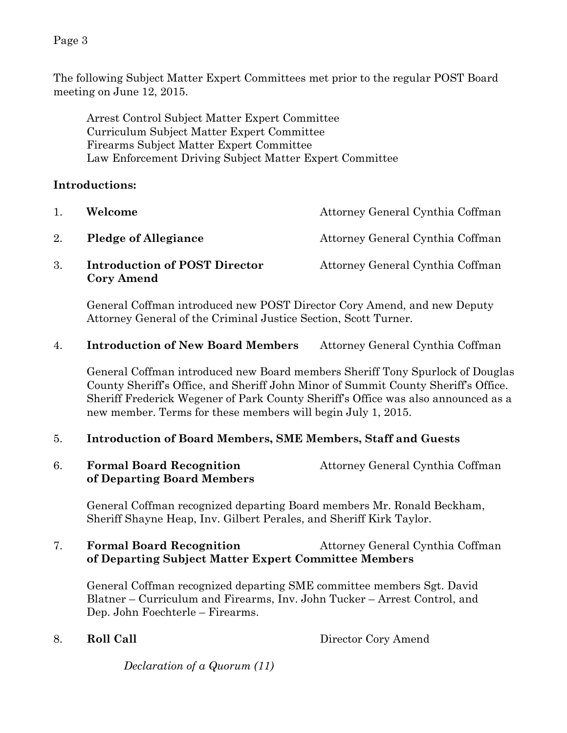The following Subject Matter Expert Committees met prior to the regular POST Board meeting on June 12, 2015.

Arrest Control Subject Matter Expert Committee
Curriculum Subject Matter Expert Committee
Firearms Subject Matter Expert Committee
Law Enforcement Driving Subject Matter Expert Committee

## Introductions:

1. **Welcome** — Attorney General Cynthia Coffman

2. **Pledge of Allegiance** — Attorney General Cynthia Coffman

3. **Introduction of POST Director Cory Amend** — Attorney General Cynthia Coffman

   General Coffman introduced new POST Director Cory Amend, and new Deputy Attorney General of the Criminal Justice Section, Scott Turner.

4. **Introduction of New Board Members** — Attorney General Cynthia Coffman

   General Coffman introduced new Board members Sheriff Tony Spurlock of Douglas County Sheriff's Office, and Sheriff John Minor of Summit County Sheriff's Office. Sheriff Frederick Wegener of Park County Sheriff's Office was also announced as a new member. Terms for these members will begin July 1, 2015.

5. **Introduction of Board Members, SME Members, Staff and Guests**

6. **Formal Board Recognition of Departing Board Members** — Attorney General Cynthia Coffman

   General Coffman recognized departing Board members Mr. Ronald Beckham, Sheriff Shayne Heap, Inv. Gilbert Perales, and Sheriff Kirk Taylor.

7. **Formal Board Recognition of Departing Subject Matter Expert Committee Members** — Attorney General Cynthia Coffman

   General Coffman recognized departing SME committee members Sgt. David Blatner – Curriculum and Firearms, Inv. John Tucker – Arrest Control, and Dep. John Foechterle – Firearms.

8. **Roll Call** — Director Cory Amend

   *Declaration of a Quorum (11)*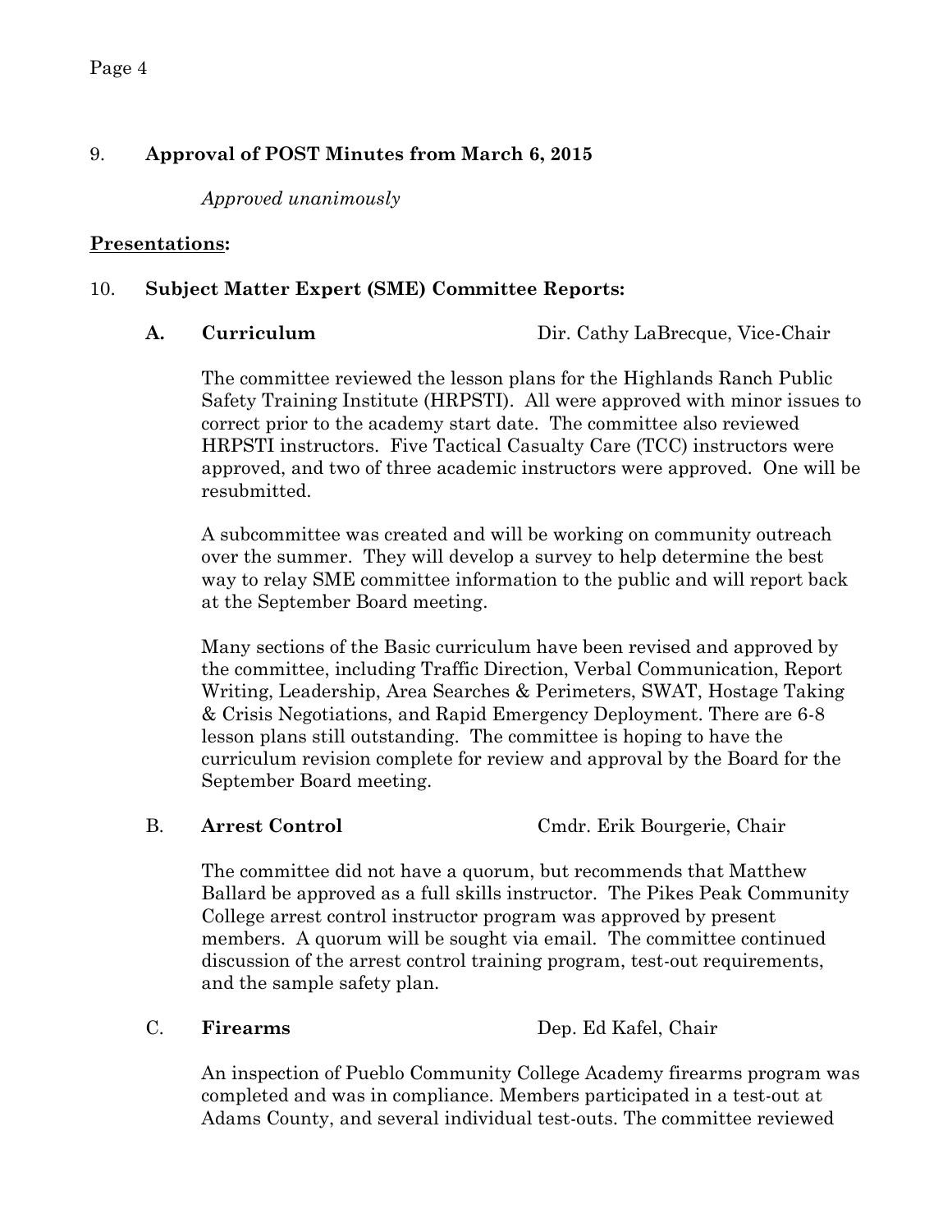9. **Approval of POST Minutes from March 6, 2015**

   *Approved unanimously*

**Presentations:**

10. **Subject Matter Expert (SME) Committee Reports:**

    **A. Curriculum** — Dir. Cathy LaBrecque, Vice-Chair

    The committee reviewed the lesson plans for the Highlands Ranch Public Safety Training Institute (HRPSTI). All were approved with minor issues to correct prior to the academy start date. The committee also reviewed HRPSTI instructors. Five Tactical Casualty Care (TCC) instructors were approved, and two of three academic instructors were approved. One will be resubmitted.

    A subcommittee was created and will be working on community outreach over the summer. They will develop a survey to help determine the best way to relay SME committee information to the public and will report back at the September Board meeting.

    Many sections of the Basic curriculum have been revised and approved by the committee, including Traffic Direction, Verbal Communication, Report Writing, Leadership, Area Searches & Perimeters, SWAT, Hostage Taking & Crisis Negotiations, and Rapid Emergency Deployment. There are 6-8 lesson plans still outstanding. The committee is hoping to have the curriculum revision complete for review and approval by the Board for the September Board meeting.

    B. **Arrest Control** — Cmdr. Erik Bourgerie, Chair

    The committee did not have a quorum, but recommends that Matthew Ballard be approved as a full skills instructor. The Pikes Peak Community College arrest control instructor program was approved by present members. A quorum will be sought via email. The committee continued discussion of the arrest control training program, test-out requirements, and the sample safety plan.

    C. **Firearms** — Dep. Ed Kafel, Chair

    An inspection of Pueblo Community College Academy firearms program was completed and was in compliance. Members participated in a test-out at Adams County, and several individual test-outs. The committee reviewed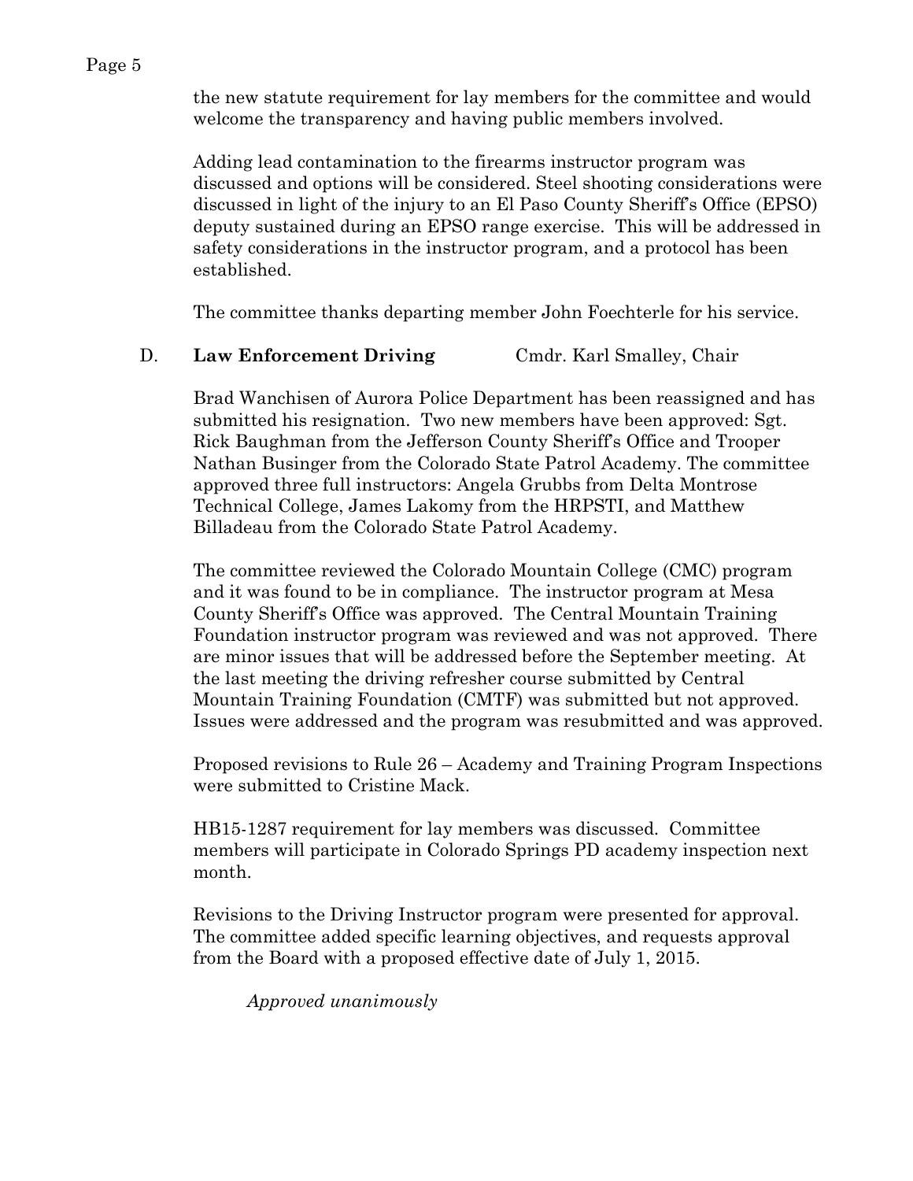the new statute requirement for lay members for the committee and would welcome the transparency and having public members involved.

Adding lead contamination to the firearms instructor program was discussed and options will be considered. Steel shooting considerations were discussed in light of the injury to an El Paso County Sheriff's Office (EPSO) deputy sustained during an EPSO range exercise. This will be addressed in safety considerations in the instructor program, and a protocol has been established.

The committee thanks departing member John Foechterle for his service.

D. **Law Enforcement Driving** Cmdr. Karl Smalley, Chair

Brad Wanchisen of Aurora Police Department has been reassigned and has submitted his resignation. Two new members have been approved: Sgt. Rick Baughman from the Jefferson County Sheriff's Office and Trooper Nathan Businger from the Colorado State Patrol Academy. The committee approved three full instructors: Angela Grubbs from Delta Montrose Technical College, James Lakomy from the HRPSTI, and Matthew Billadeau from the Colorado State Patrol Academy.

The committee reviewed the Colorado Mountain College (CMC) program and it was found to be in compliance. The instructor program at Mesa County Sheriff's Office was approved. The Central Mountain Training Foundation instructor program was reviewed and was not approved. There are minor issues that will be addressed before the September meeting. At the last meeting the driving refresher course submitted by Central Mountain Training Foundation (CMTF) was submitted but not approved. Issues were addressed and the program was resubmitted and was approved.

Proposed revisions to Rule 26 – Academy and Training Program Inspections were submitted to Cristine Mack.

HB15-1287 requirement for lay members was discussed. Committee members will participate in Colorado Springs PD academy inspection next month.

Revisions to the Driving Instructor program were presented for approval. The committee added specific learning objectives, and requests approval from the Board with a proposed effective date of July 1, 2015.

*Approved unanimously*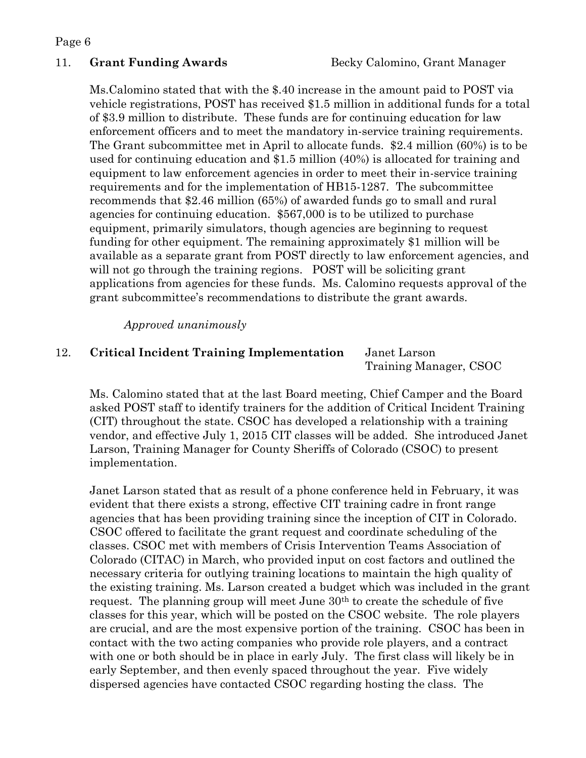11. **Grant Funding Awards** Becky Calomino, Grant Manager

Ms.Calomino stated that with the $.40 increase in the amount paid to POST via vehicle registrations, POST has received $1.5 million in additional funds for a total of $3.9 million to distribute. These funds are for continuing education for law enforcement officers and to meet the mandatory in-service training requirements. The Grant subcommittee met in April to allocate funds. $2.4 million (60%) is to be used for continuing education and $1.5 million (40%) is allocated for training and equipment to law enforcement agencies in order to meet their in-service training requirements and for the implementation of HB15-1287. The subcommittee recommends that $2.46 million (65%) of awarded funds go to small and rural agencies for continuing education. $567,000 is to be utilized to purchase equipment, primarily simulators, though agencies are beginning to request funding for other equipment. The remaining approximately $1 million will be available as a separate grant from POST directly to law enforcement agencies, and will not go through the training regions. POST will be soliciting grant applications from agencies for these funds. Ms. Calomino requests approval of the grant subcommittee's recommendations to distribute the grant awards.

*Approved unanimously*

12. **Critical Incident Training Implementation** Janet Larson
Training Manager, CSOC

Ms. Calomino stated that at the last Board meeting, Chief Camper and the Board asked POST staff to identify trainers for the addition of Critical Incident Training (CIT) throughout the state. CSOC has developed a relationship with a training vendor, and effective July 1, 2015 CIT classes will be added. She introduced Janet Larson, Training Manager for County Sheriffs of Colorado (CSOC) to present implementation.

Janet Larson stated that as result of a phone conference held in February, it was evident that there exists a strong, effective CIT training cadre in front range agencies that has been providing training since the inception of CIT in Colorado. CSOC offered to facilitate the grant request and coordinate scheduling of the classes. CSOC met with members of Crisis Intervention Teams Association of Colorado (CITAC) in March, who provided input on cost factors and outlined the necessary criteria for outlying training locations to maintain the high quality of the existing training. Ms. Larson created a budget which was included in the grant request. The planning group will meet June 30th to create the schedule of five classes for this year, which will be posted on the CSOC website. The role players are crucial, and are the most expensive portion of the training. CSOC has been in contact with the two acting companies who provide role players, and a contract with one or both should be in place in early July. The first class will likely be in early September, and then evenly spaced throughout the year. Five widely dispersed agencies have contacted CSOC regarding hosting the class. The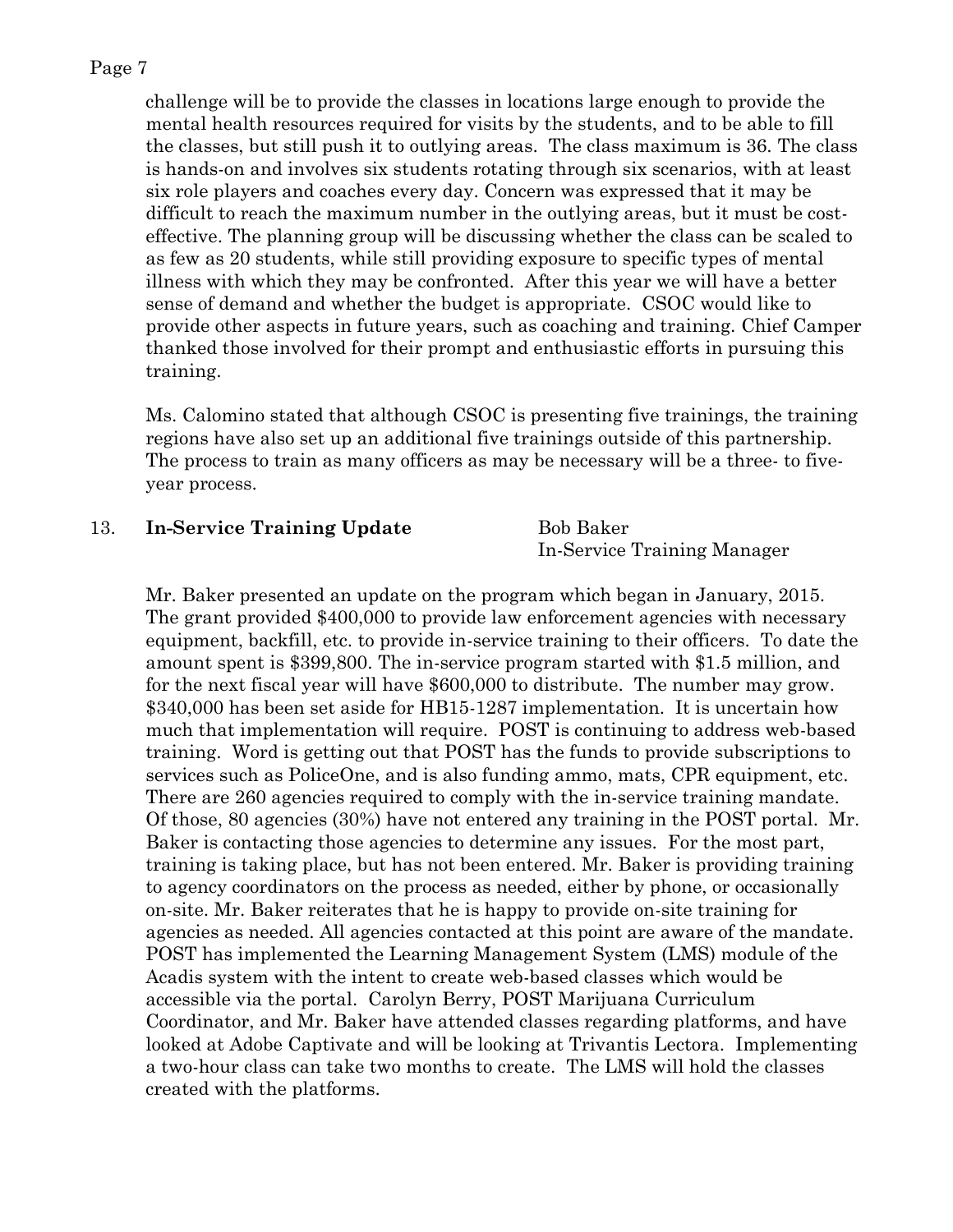challenge will be to provide the classes in locations large enough to provide the mental health resources required for visits by the students, and to be able to fill the classes, but still push it to outlying areas. The class maximum is 36. The class is hands-on and involves six students rotating through six scenarios, with at least six role players and coaches every day. Concern was expressed that it may be difficult to reach the maximum number in the outlying areas, but it must be cost-effective. The planning group will be discussing whether the class can be scaled to as few as 20 students, while still providing exposure to specific types of mental illness with which they may be confronted. After this year we will have a better sense of demand and whether the budget is appropriate. CSOC would like to provide other aspects in future years, such as coaching and training. Chief Camper thanked those involved for their prompt and enthusiastic efforts in pursuing this training.

Ms. Calomino stated that although CSOC is presenting five trainings, the training regions have also set up an additional five trainings outside of this partnership. The process to train as many officers as may be necessary will be a three- to five-year process.

13. **In-Service Training Update** — Bob Baker, In-Service Training Manager

Mr. Baker presented an update on the program which began in January, 2015. The grant provided $400,000 to provide law enforcement agencies with necessary equipment, backfill, etc. to provide in-service training to their officers. To date the amount spent is $399,800. The in-service program started with $1.5 million, and for the next fiscal year will have $600,000 to distribute. The number may grow. $340,000 has been set aside for HB15-1287 implementation. It is uncertain how much that implementation will require. POST is continuing to address web-based training. Word is getting out that POST has the funds to provide subscriptions to services such as PoliceOne, and is also funding ammo, mats, CPR equipment, etc. There are 260 agencies required to comply with the in-service training mandate. Of those, 80 agencies (30%) have not entered any training in the POST portal. Mr. Baker is contacting those agencies to determine any issues. For the most part, training is taking place, but has not been entered. Mr. Baker is providing training to agency coordinators on the process as needed, either by phone, or occasionally on-site. Mr. Baker reiterates that he is happy to provide on-site training for agencies as needed. All agencies contacted at this point are aware of the mandate. POST has implemented the Learning Management System (LMS) module of the Acadis system with the intent to create web-based classes which would be accessible via the portal. Carolyn Berry, POST Marijuana Curriculum Coordinator, and Mr. Baker have attended classes regarding platforms, and have looked at Adobe Captivate and will be looking at Trivantis Lectora. Implementing a two-hour class can take two months to create. The LMS will hold the classes created with the platforms.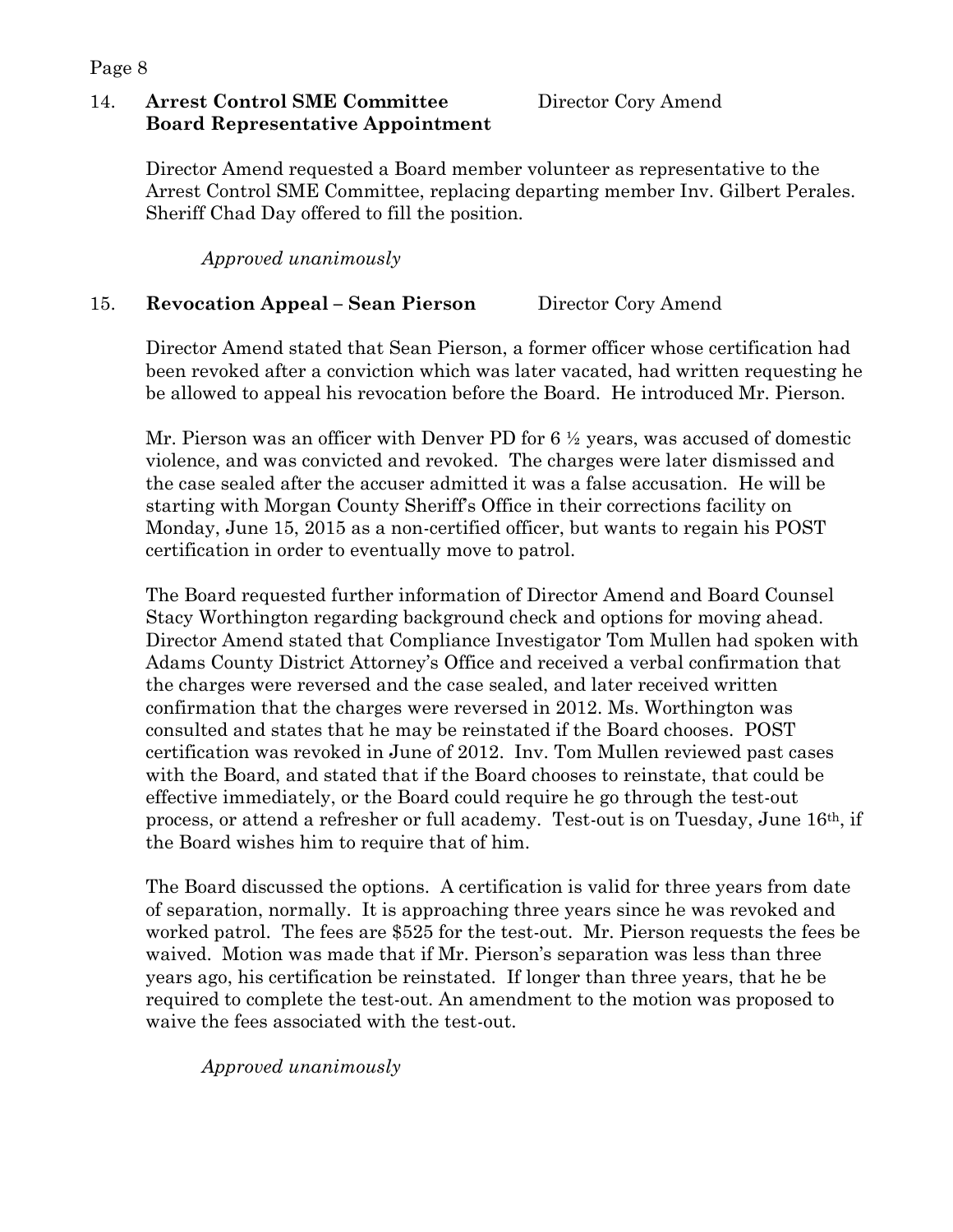14. **Arrest Control SME Committee Board Representative Appointment** — Director Cory Amend

Director Amend requested a Board member volunteer as representative to the Arrest Control SME Committee, replacing departing member Inv. Gilbert Perales. Sheriff Chad Day offered to fill the position.

*Approved unanimously*

15. **Revocation Appeal – Sean Pierson** — Director Cory Amend

Director Amend stated that Sean Pierson, a former officer whose certification had been revoked after a conviction which was later vacated, had written requesting he be allowed to appeal his revocation before the Board. He introduced Mr. Pierson.

Mr. Pierson was an officer with Denver PD for 6 ½ years, was accused of domestic violence, and was convicted and revoked. The charges were later dismissed and the case sealed after the accuser admitted it was a false accusation. He will be starting with Morgan County Sheriff's Office in their corrections facility on Monday, June 15, 2015 as a non-certified officer, but wants to regain his POST certification in order to eventually move to patrol.

The Board requested further information of Director Amend and Board Counsel Stacy Worthington regarding background check and options for moving ahead. Director Amend stated that Compliance Investigator Tom Mullen had spoken with Adams County District Attorney's Office and received a verbal confirmation that the charges were reversed and the case sealed, and later received written confirmation that the charges were reversed in 2012. Ms. Worthington was consulted and states that he may be reinstated if the Board chooses. POST certification was revoked in June of 2012. Inv. Tom Mullen reviewed past cases with the Board, and stated that if the Board chooses to reinstate, that could be effective immediately, or the Board could require he go through the test-out process, or attend a refresher or full academy. Test-out is on Tuesday, June 16th, if the Board wishes him to require that of him.

The Board discussed the options. A certification is valid for three years from date of separation, normally. It is approaching three years since he was revoked and worked patrol. The fees are $525 for the test-out. Mr. Pierson requests the fees be waived. Motion was made that if Mr. Pierson's separation was less than three years ago, his certification be reinstated. If longer than three years, that he be required to complete the test-out. An amendment to the motion was proposed to waive the fees associated with the test-out.

*Approved unanimously*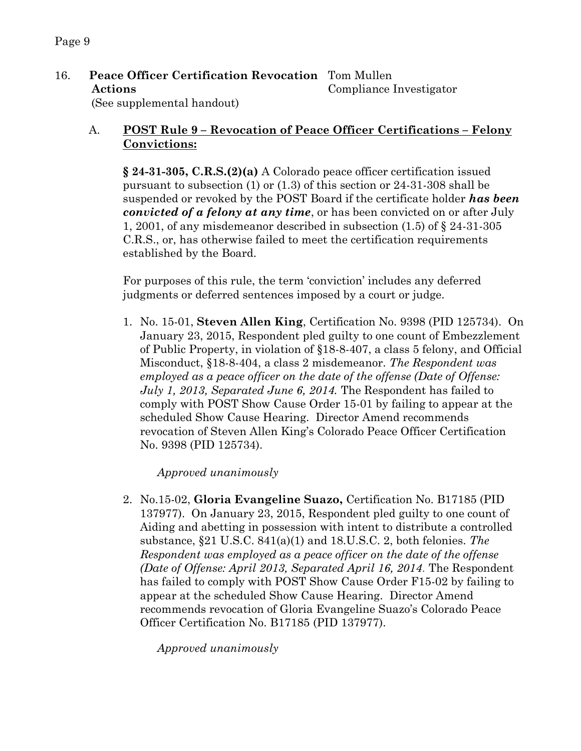16. **Peace Officer Certification Revocation Actions** Tom Mullen
Compliance Investigator
(See supplemental handout)

A. **<u>POST Rule 9 – Revocation of Peace Officer Certifications – Felony Convictions:</u>**

**§ 24-31-305, C.R.S.(2)(a)** A Colorado peace officer certification issued pursuant to subsection (1) or (1.3) of this section or 24-31-308 shall be suspended or revoked by the POST Board if the certificate holder ***has been convicted of a felony at any time***, or has been convicted on or after July 1, 2001, of any misdemeanor described in subsection (1.5) of § 24-31-305 C.R.S., or, has otherwise failed to meet the certification requirements established by the Board.

For purposes of this rule, the term 'conviction' includes any deferred judgments or deferred sentences imposed by a court or judge.

1. No. 15-01, **Steven Allen King**, Certification No. 9398 (PID 125734). On January 23, 2015, Respondent pled guilty to one count of Embezzlement of Public Property, in violation of §18-8-407, a class 5 felony, and Official Misconduct, §18-8-404, a class 2 misdemeanor. *The Respondent was employed as a peace officer on the date of the offense (Date of Offense: July 1, 2013, Separated June 6, 2014.* The Respondent has failed to comply with POST Show Cause Order 15-01 by failing to appear at the scheduled Show Cause Hearing. Director Amend recommends revocation of Steven Allen King's Colorado Peace Officer Certification No. 9398 (PID 125734).

   *Approved unanimously*

2. No.15-02, **Gloria Evangeline Suazo,** Certification No. B17185 (PID 137977). On January 23, 2015, Respondent pled guilty to one count of Aiding and abetting in possession with intent to distribute a controlled substance, §21 U.S.C. 841(a)(1) and 18.U.S.C. 2, both felonies. *The Respondent was employed as a peace officer on the date of the offense (Date of Offense: April 2013, Separated April 16, 2014.* The Respondent has failed to comply with POST Show Cause Order F15-02 by failing to appear at the scheduled Show Cause Hearing. Director Amend recommends revocation of Gloria Evangeline Suazo's Colorado Peace Officer Certification No. B17185 (PID 137977).

   *Approved unanimously*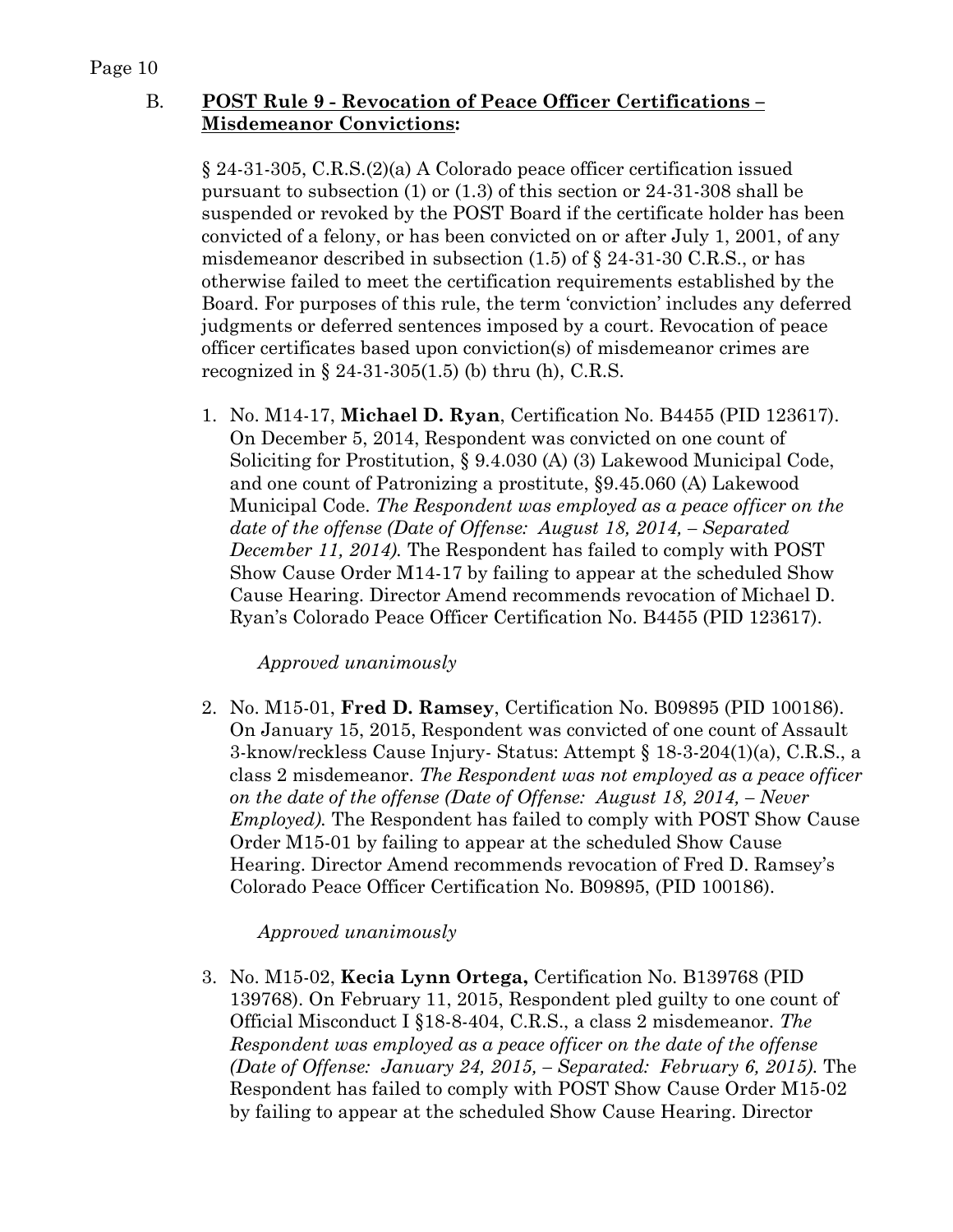B. **POST Rule 9 - Revocation of Peace Officer Certifications – Misdemeanor Convictions:**

§ 24-31-305, C.R.S.(2)(a) A Colorado peace officer certification issued pursuant to subsection (1) or (1.3) of this section or 24-31-308 shall be suspended or revoked by the POST Board if the certificate holder has been convicted of a felony, or has been convicted on or after July 1, 2001, of any misdemeanor described in subsection (1.5) of § 24-31-30 C.R.S., or has otherwise failed to meet the certification requirements established by the Board. For purposes of this rule, the term 'conviction' includes any deferred judgments or deferred sentences imposed by a court. Revocation of peace officer certificates based upon conviction(s) of misdemeanor crimes are recognized in § 24-31-305(1.5) (b) thru (h), C.R.S.

1. No. M14-17, **Michael D. Ryan**, Certification No. B4455 (PID 123617). On December 5, 2014, Respondent was convicted on one count of Soliciting for Prostitution, § 9.4.030 (A) (3) Lakewood Municipal Code, and one count of Patronizing a prostitute, §9.45.060 (A) Lakewood Municipal Code. *The Respondent was employed as a peace officer on the date of the offense (Date of Offense: August 18, 2014, – Separated December 11, 2014).* The Respondent has failed to comply with POST Show Cause Order M14-17 by failing to appear at the scheduled Show Cause Hearing. Director Amend recommends revocation of Michael D. Ryan's Colorado Peace Officer Certification No. B4455 (PID 123617).

   *Approved unanimously*

2. No. M15-01, **Fred D. Ramsey**, Certification No. B09895 (PID 100186). On January 15, 2015, Respondent was convicted of one count of Assault 3-know/reckless Cause Injury- Status: Attempt § 18-3-204(1)(a), C.R.S., a class 2 misdemeanor. *The Respondent was not employed as a peace officer on the date of the offense (Date of Offense: August 18, 2014, – Never Employed).* The Respondent has failed to comply with POST Show Cause Order M15-01 by failing to appear at the scheduled Show Cause Hearing. Director Amend recommends revocation of Fred D. Ramsey's Colorado Peace Officer Certification No. B09895, (PID 100186).

   *Approved unanimously*

3. No. M15-02, **Kecia Lynn Ortega,** Certification No. B139768 (PID 139768). On February 11, 2015, Respondent pled guilty to one count of Official Misconduct I §18-8-404, C.R.S., a class 2 misdemeanor. *The Respondent was employed as a peace officer on the date of the offense (Date of Offense: January 24, 2015, – Separated: February 6, 2015).* The Respondent has failed to comply with POST Show Cause Order M15-02 by failing to appear at the scheduled Show Cause Hearing. Director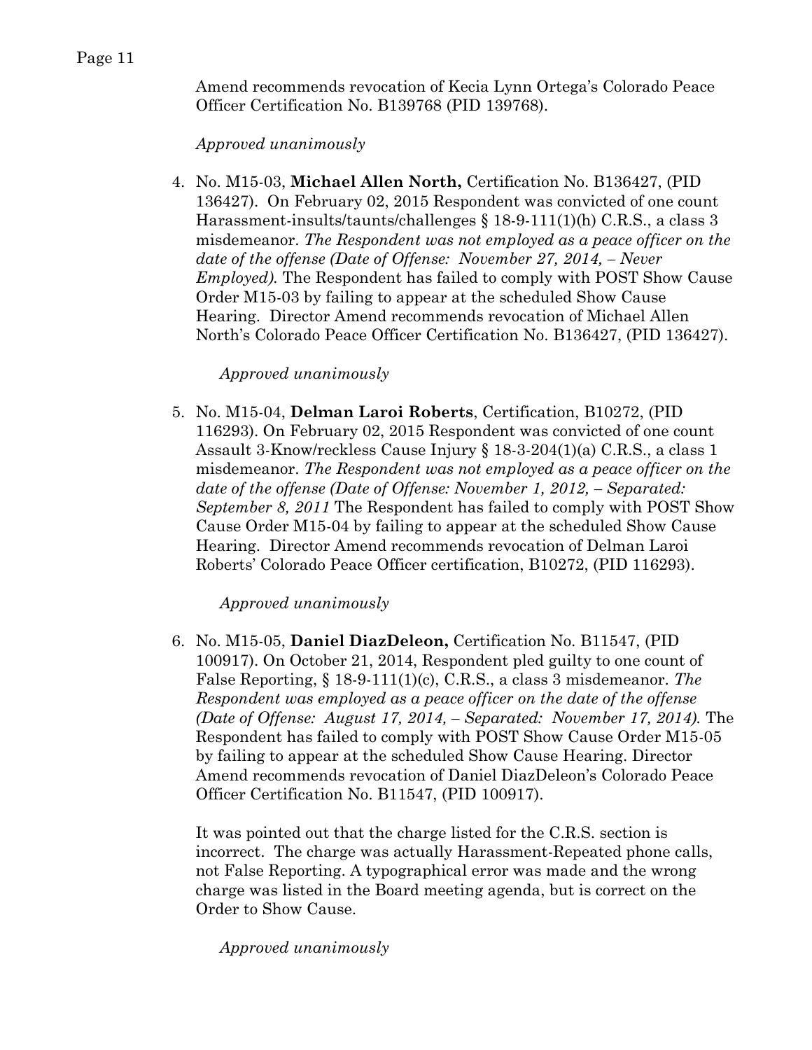Amend recommends revocation of Kecia Lynn Ortega's Colorado Peace Officer Certification No. B139768 (PID 139768).

*Approved unanimously*

4. No. M15-03, **Michael Allen North,** Certification No. B136427, (PID 136427). On February 02, 2015 Respondent was convicted of one count Harassment-insults/taunts/challenges § 18-9-111(1)(h) C.R.S., a class 3 misdemeanor. *The Respondent was not employed as a peace officer on the date of the offense (Date of Offense: November 27, 2014, – Never Employed).* The Respondent has failed to comply with POST Show Cause Order M15-03 by failing to appear at the scheduled Show Cause Hearing. Director Amend recommends revocation of Michael Allen North's Colorado Peace Officer Certification No. B136427, (PID 136427).

   *Approved unanimously*

5. No. M15-04, **Delman Laroi Roberts**, Certification, B10272, (PID 116293). On February 02, 2015 Respondent was convicted of one count Assault 3-Know/reckless Cause Injury § 18-3-204(1)(a) C.R.S., a class 1 misdemeanor. *The Respondent was not employed as a peace officer on the date of the offense (Date of Offense: November 1, 2012, – Separated: September 8, 2011* The Respondent has failed to comply with POST Show Cause Order M15-04 by failing to appear at the scheduled Show Cause Hearing. Director Amend recommends revocation of Delman Laroi Roberts' Colorado Peace Officer certification, B10272, (PID 116293).

   *Approved unanimously*

6. No. M15-05, **Daniel DiazDeleon,** Certification No. B11547, (PID 100917). On October 21, 2014, Respondent pled guilty to one count of False Reporting, § 18-9-111(1)(c), C.R.S., a class 3 misdemeanor. *The Respondent was employed as a peace officer on the date of the offense (Date of Offense: August 17, 2014, – Separated: November 17, 2014).* The Respondent has failed to comply with POST Show Cause Order M15-05 by failing to appear at the scheduled Show Cause Hearing. Director Amend recommends revocation of Daniel DiazDeleon's Colorado Peace Officer Certification No. B11547, (PID 100917).

   It was pointed out that the charge listed for the C.R.S. section is incorrect. The charge was actually Harassment-Repeated phone calls, not False Reporting. A typographical error was made and the wrong charge was listed in the Board meeting agenda, but is correct on the Order to Show Cause.

   *Approved unanimously*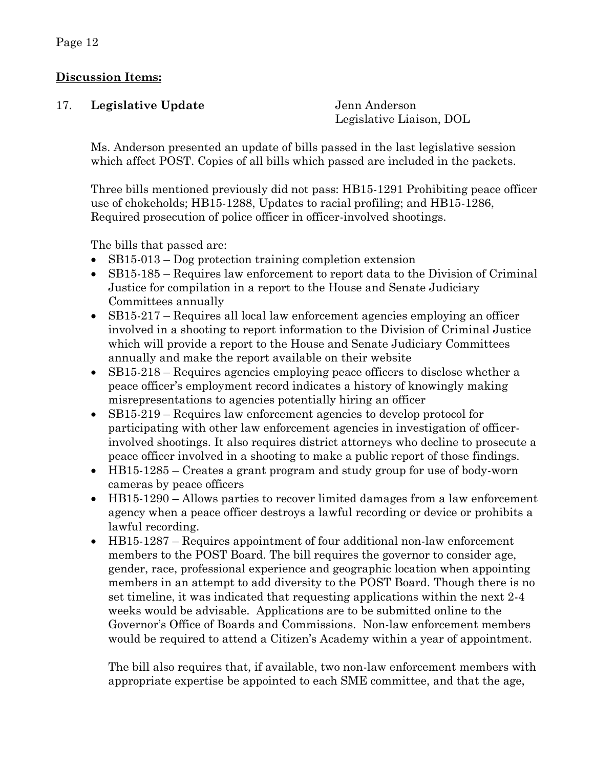## **Discussion Items:**

17. **Legislative Update** — Jenn Anderson, Legislative Liaison, DOL

Ms. Anderson presented an update of bills passed in the last legislative session which affect POST. Copies of all bills which passed are included in the packets.

Three bills mentioned previously did not pass: HB15-1291 Prohibiting peace officer use of chokeholds; HB15-1288, Updates to racial profiling; and HB15-1286, Required prosecution of police officer in officer-involved shootings.

The bills that passed are:

- SB15-013 – Dog protection training completion extension
- SB15-185 – Requires law enforcement to report data to the Division of Criminal Justice for compilation in a report to the House and Senate Judiciary Committees annually
- SB15-217 – Requires all local law enforcement agencies employing an officer involved in a shooting to report information to the Division of Criminal Justice which will provide a report to the House and Senate Judiciary Committees annually and make the report available on their website
- SB15-218 – Requires agencies employing peace officers to disclose whether a peace officer's employment record indicates a history of knowingly making misrepresentations to agencies potentially hiring an officer
- SB15-219 – Requires law enforcement agencies to develop protocol for participating with other law enforcement agencies in investigation of officer-involved shootings. It also requires district attorneys who decline to prosecute a peace officer involved in a shooting to make a public report of those findings.
- HB15-1285 – Creates a grant program and study group for use of body-worn cameras by peace officers
- HB15-1290 – Allows parties to recover limited damages from a law enforcement agency when a peace officer destroys a lawful recording or device or prohibits a lawful recording.
- HB15-1287 – Requires appointment of four additional non-law enforcement members to the POST Board. The bill requires the governor to consider age, gender, race, professional experience and geographic location when appointing members in an attempt to add diversity to the POST Board. Though there is no set timeline, it was indicated that requesting applications within the next 2-4 weeks would be advisable. Applications are to be submitted online to the Governor's Office of Boards and Commissions. Non-law enforcement members would be required to attend a Citizen's Academy within a year of appointment.

  The bill also requires that, if available, two non-law enforcement members with appropriate expertise be appointed to each SME committee, and that the age,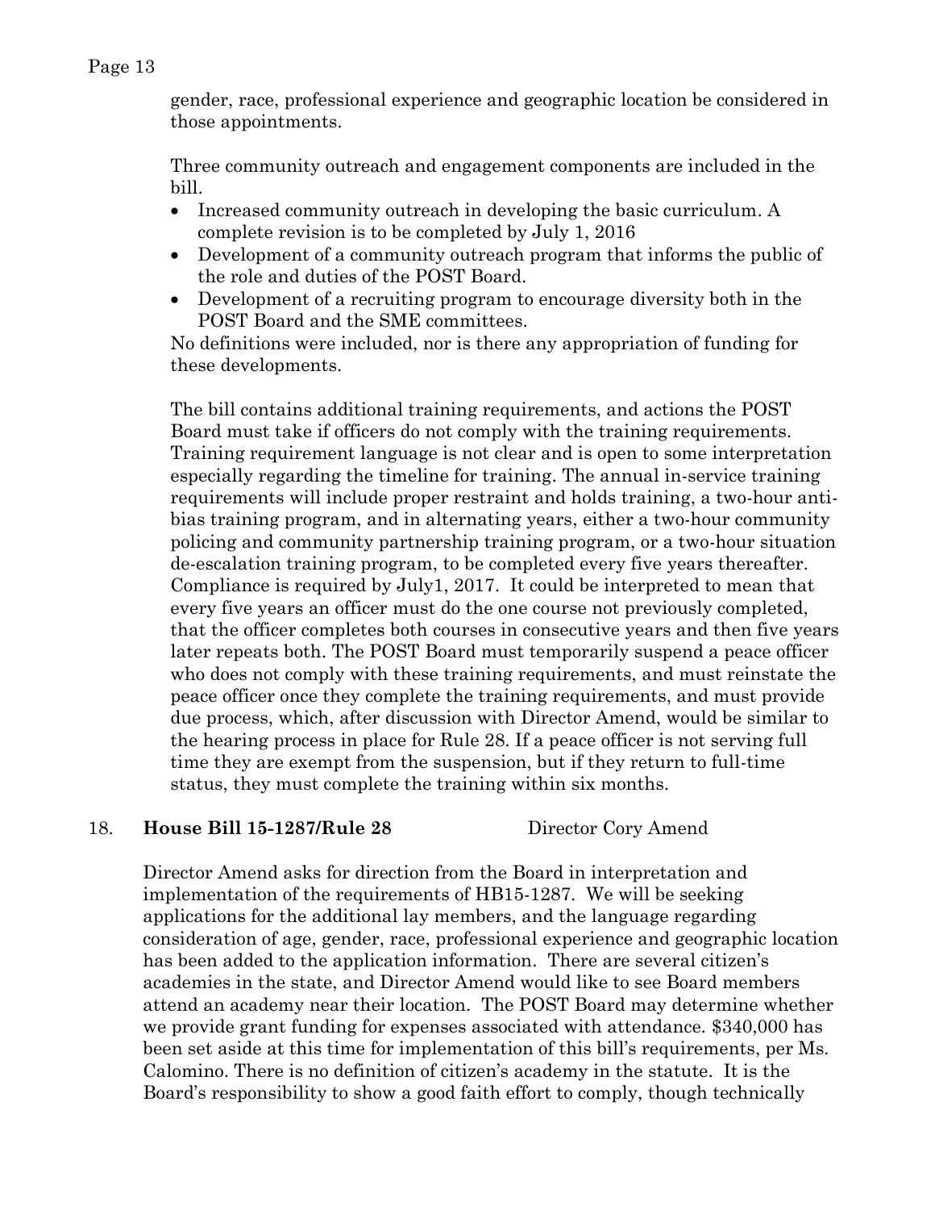gender, race, professional experience and geographic location be considered in those appointments.

Three community outreach and engagement components are included in the bill.

- Increased community outreach in developing the basic curriculum. A complete revision is to be completed by July 1, 2016
- Development of a community outreach program that informs the public of the role and duties of the POST Board.
- Development of a recruiting program to encourage diversity both in the POST Board and the SME committees.

No definitions were included, nor is there any appropriation of funding for these developments.

The bill contains additional training requirements, and actions the POST Board must take if officers do not comply with the training requirements. Training requirement language is not clear and is open to some interpretation especially regarding the timeline for training. The annual in-service training requirements will include proper restraint and holds training, a two-hour anti-bias training program, and in alternating years, either a two-hour community policing and community partnership training program, or a two-hour situation de-escalation training program, to be completed every five years thereafter. Compliance is required by July1, 2017. It could be interpreted to mean that every five years an officer must do the one course not previously completed, that the officer completes both courses in consecutive years and then five years later repeats both. The POST Board must temporarily suspend a peace officer who does not comply with these training requirements, and must reinstate the peace officer once they complete the training requirements, and must provide due process, which, after discussion with Director Amend, would be similar to the hearing process in place for Rule 28. If a peace officer is not serving full time they are exempt from the suspension, but if they return to full-time status, they must complete the training within six months.

18. **House Bill 15-1287/Rule 28** Director Cory Amend

Director Amend asks for direction from the Board in interpretation and implementation of the requirements of HB15-1287. We will be seeking applications for the additional lay members, and the language regarding consideration of age, gender, race, professional experience and geographic location has been added to the application information. There are several citizen's academies in the state, and Director Amend would like to see Board members attend an academy near their location. The POST Board may determine whether we provide grant funding for expenses associated with attendance. $340,000 has been set aside at this time for implementation of this bill's requirements, per Ms. Calomino. There is no definition of citizen's academy in the statute. It is the Board's responsibility to show a good faith effort to comply, though technically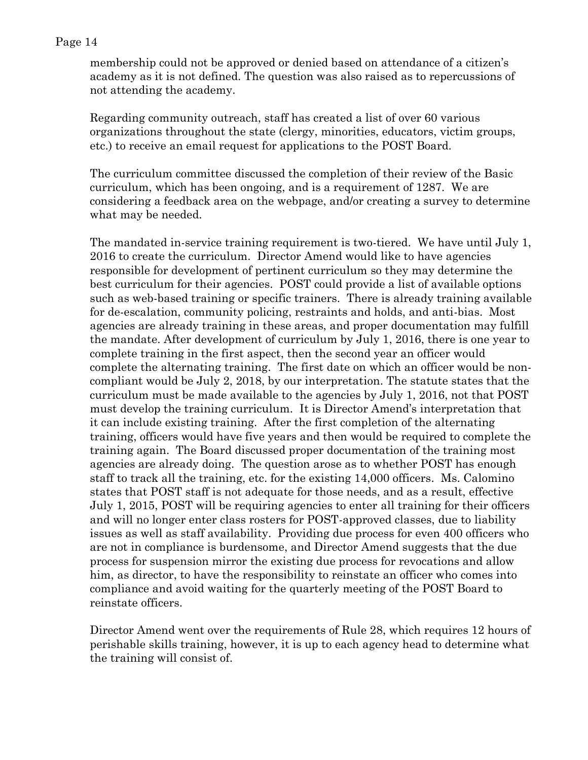membership could not be approved or denied based on attendance of a citizen's academy as it is not defined. The question was also raised as to repercussions of not attending the academy.

Regarding community outreach, staff has created a list of over 60 various organizations throughout the state (clergy, minorities, educators, victim groups, etc.) to receive an email request for applications to the POST Board.

The curriculum committee discussed the completion of their review of the Basic curriculum, which has been ongoing, and is a requirement of 1287. We are considering a feedback area on the webpage, and/or creating a survey to determine what may be needed.

The mandated in-service training requirement is two-tiered. We have until July 1, 2016 to create the curriculum. Director Amend would like to have agencies responsible for development of pertinent curriculum so they may determine the best curriculum for their agencies. POST could provide a list of available options such as web-based training or specific trainers. There is already training available for de-escalation, community policing, restraints and holds, and anti-bias. Most agencies are already training in these areas, and proper documentation may fulfill the mandate. After development of curriculum by July 1, 2016, there is one year to complete training in the first aspect, then the second year an officer would complete the alternating training. The first date on which an officer would be non-compliant would be July 2, 2018, by our interpretation. The statute states that the curriculum must be made available to the agencies by July 1, 2016, not that POST must develop the training curriculum. It is Director Amend's interpretation that it can include existing training. After the first completion of the alternating training, officers would have five years and then would be required to complete the training again. The Board discussed proper documentation of the training most agencies are already doing. The question arose as to whether POST has enough staff to track all the training, etc. for the existing 14,000 officers. Ms. Calomino states that POST staff is not adequate for those needs, and as a result, effective July 1, 2015, POST will be requiring agencies to enter all training for their officers and will no longer enter class rosters for POST-approved classes, due to liability issues as well as staff availability. Providing due process for even 400 officers who are not in compliance is burdensome, and Director Amend suggests that the due process for suspension mirror the existing due process for revocations and allow him, as director, to have the responsibility to reinstate an officer who comes into compliance and avoid waiting for the quarterly meeting of the POST Board to reinstate officers.

Director Amend went over the requirements of Rule 28, which requires 12 hours of perishable skills training, however, it is up to each agency head to determine what the training will consist of.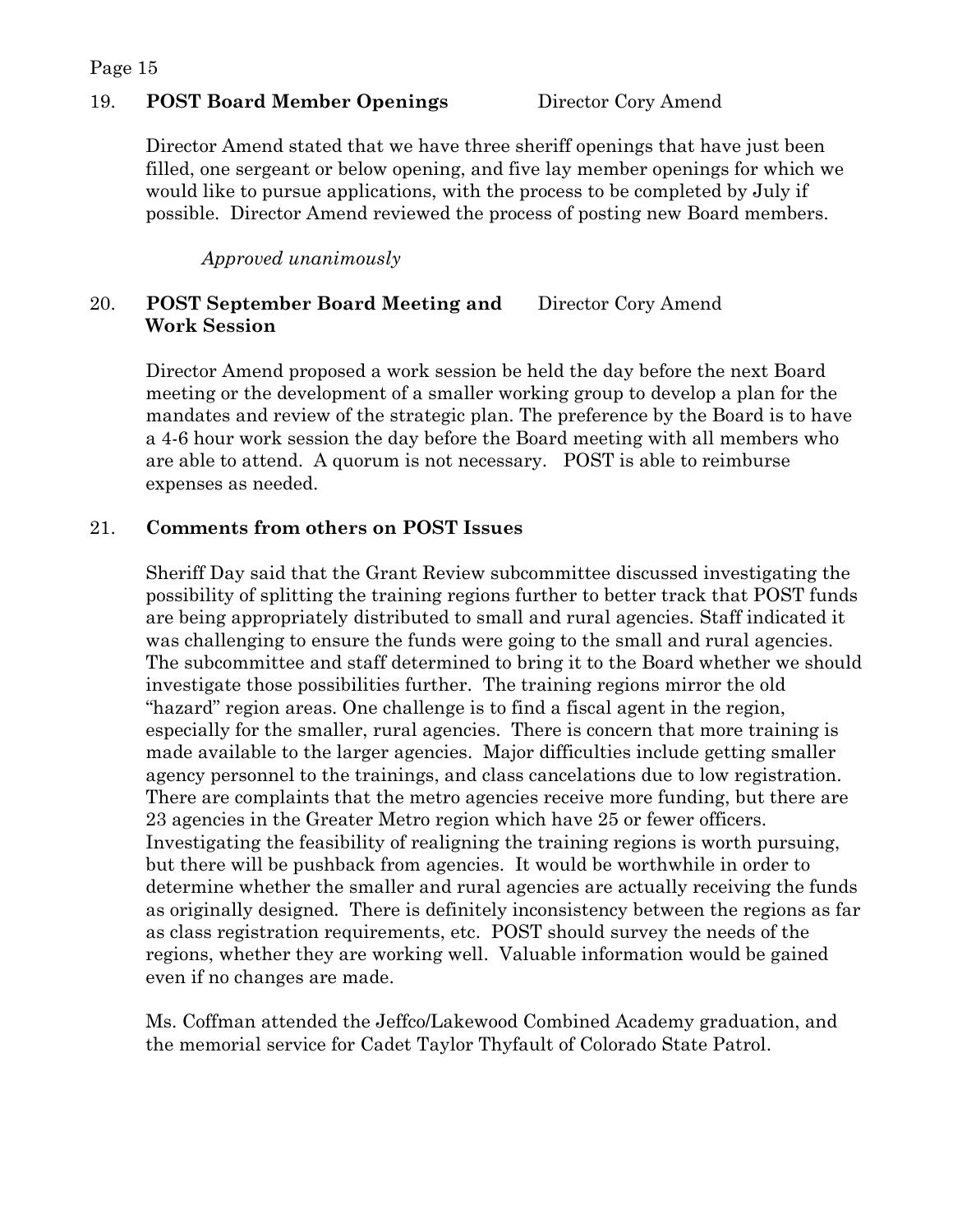## 19. **POST Board Member Openings** Director Cory Amend

Director Amend stated that we have three sheriff openings that have just been filled, one sergeant or below opening, and five lay member openings for which we would like to pursue applications, with the process to be completed by July if possible. Director Amend reviewed the process of posting new Board members.

*Approved unanimously*

## 20. **POST September Board Meeting and Work Session** Director Cory Amend

Director Amend proposed a work session be held the day before the next Board meeting or the development of a smaller working group to develop a plan for the mandates and review of the strategic plan. The preference by the Board is to have a 4-6 hour work session the day before the Board meeting with all members who are able to attend. A quorum is not necessary. POST is able to reimburse expenses as needed.

## 21. **Comments from others on POST Issues**

Sheriff Day said that the Grant Review subcommittee discussed investigating the possibility of splitting the training regions further to better track that POST funds are being appropriately distributed to small and rural agencies. Staff indicated it was challenging to ensure the funds were going to the small and rural agencies. The subcommittee and staff determined to bring it to the Board whether we should investigate those possibilities further. The training regions mirror the old "hazard" region areas. One challenge is to find a fiscal agent in the region, especially for the smaller, rural agencies. There is concern that more training is made available to the larger agencies. Major difficulties include getting smaller agency personnel to the trainings, and class cancelations due to low registration. There are complaints that the metro agencies receive more funding, but there are 23 agencies in the Greater Metro region which have 25 or fewer officers. Investigating the feasibility of realigning the training regions is worth pursuing, but there will be pushback from agencies. It would be worthwhile in order to determine whether the smaller and rural agencies are actually receiving the funds as originally designed. There is definitely inconsistency between the regions as far as class registration requirements, etc. POST should survey the needs of the regions, whether they are working well. Valuable information would be gained even if no changes are made.

Ms. Coffman attended the Jeffco/Lakewood Combined Academy graduation, and the memorial service for Cadet Taylor Thyfault of Colorado State Patrol.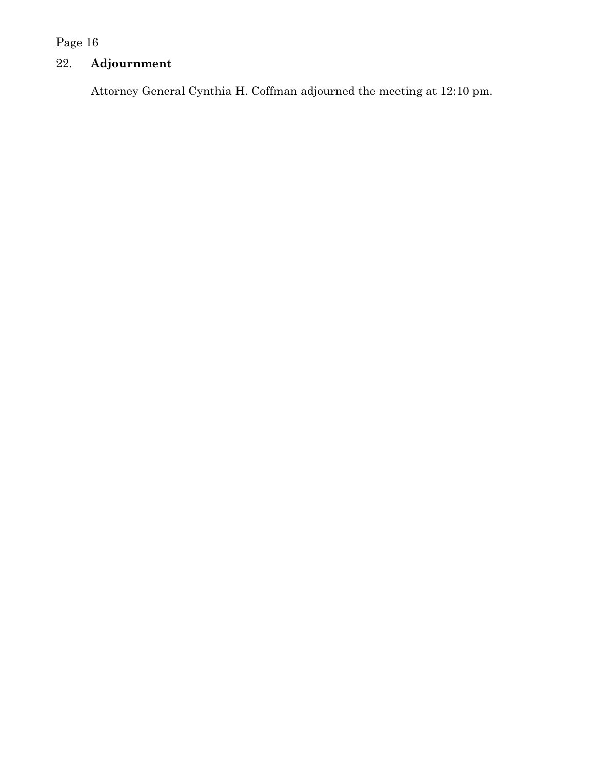## 22. **Adjournment**

Attorney General Cynthia H. Coffman adjourned the meeting at 12:10 pm.